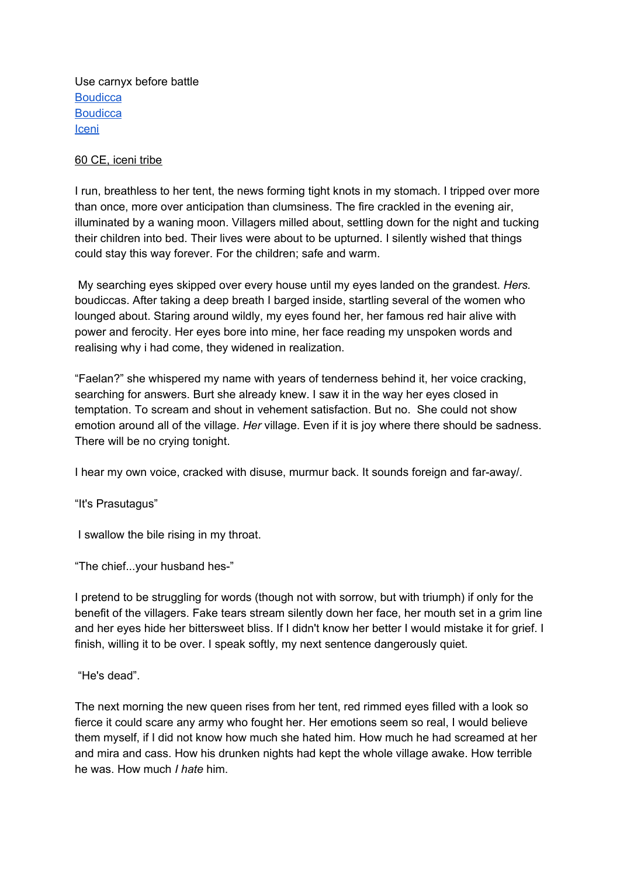Use carnyx before battle
[Boudicca]
[Boudicca]
[Iceni]

60 CE, iceni tribe

I run, breathless to her tent, the news forming tight knots in my stomach. I tripped over more than once, more over anticipation than clumsiness. The fire crackled in the evening air, illuminated by a waning moon. Villagers milled about, settling down for the night and tucking their children into bed. Their lives were about to be upturned. I silently wished that things could stay this way forever. For the children; safe and warm.

My searching eyes skipped over every house until my eyes landed on the grandest. *Hers.* boudiccas. After taking a deep breath I barged inside, startling several of the women who lounged about. Staring around wildly, my eyes found her, her famous red hair alive with power and ferocity. Her eyes bore into mine, her face reading my unspoken words and realising why i had come, they widened in realization.

“Faelan?” she whispered my name with years of tenderness behind it, her voice cracking, searching for answers. Burt she already knew. I saw it in the way her eyes closed in temptation. To scream and shout in vehement satisfaction. But no. She could not show emotion around all of the village. *Her* village. Even if it is joy where there should be sadness. There will be no crying tonight.

I hear my own voice, cracked with disuse, murmur back. It sounds foreign and far-away/.

“It's Prasutagus”

I swallow the bile rising in my throat.

“The chief...your husband hes-”

I pretend to be struggling for words (though not with sorrow, but with triumph) if only for the benefit of the villagers. Fake tears stream silently down her face, her mouth set in a grim line and her eyes hide her bittersweet bliss. If I didn't know her better I would mistake it for grief. I finish, willing it to be over. I speak softly, my next sentence dangerously quiet.

“He's dead”.

The next morning the new queen rises from her tent, red rimmed eyes filled with a look so fierce it could scare any army who fought her. Her emotions seem so real, I would believe them myself, if I did not know how much she hated him. How much he had screamed at her and mira and cass. How his drunken nights had kept the whole village awake. How terrible he was. How much *I hate* him.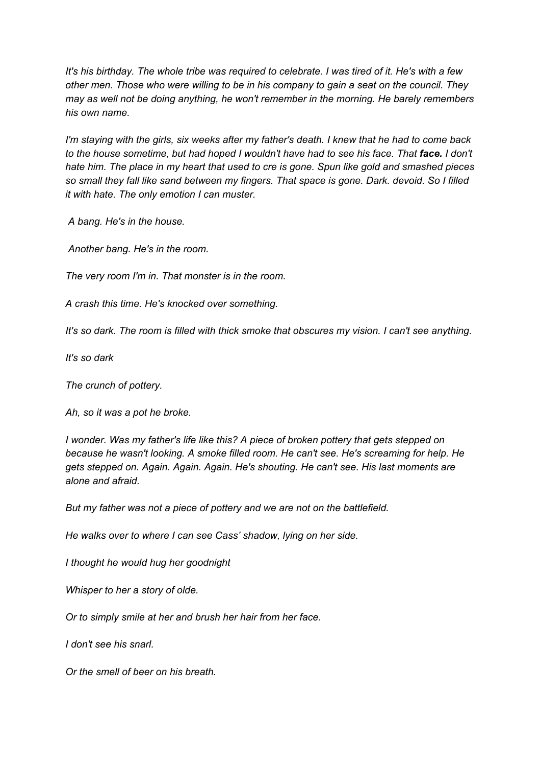*It's his birthday. The whole tribe was required to celebrate. I was tired of it. He's with a few other men. Those who were willing to be in his company to gain a seat on the council. They may as well not be doing anything, he won't remember in the morning. He barely remembers his own name.*

*I'm staying with the girls, six weeks after my father's death. I knew that he had to come back to the house sometime, but had hoped I wouldn't have had to see his face. That* ***face.*** *I don't hate him. The place in my heart that used to cre is gone. Spun like gold and smashed pieces so small they fall like sand between my fingers. That space is gone. Dark. devoid. So I filled it with hate. The only emotion I can muster.*

*A bang. He's in the house.*

*Another bang. He's in the room.*

*The very room I'm in. That monster is in the room.*

*A crash this time. He's knocked over something.*

*It's so dark. The room is filled with thick smoke that obscures my vision. I can't see anything.*

*It's so dark*

*The crunch of pottery.*

*Ah, so it was a pot he broke.*

*I wonder. Was my father's life like this? A piece of broken pottery that gets stepped on because he wasn't looking. A smoke filled room. He can't see. He's screaming for help. He gets stepped on. Again. Again. Again. He's shouting. He can't see. His last moments are alone and afraid.*

*But my father was not a piece of pottery and we are not on the battlefield.*

*He walks over to where I can see Cass' shadow, lying on her side.*

*I thought he would hug her goodnight*

*Whisper to her a story of olde.*

*Or to simply smile at her and brush her hair from her face.*

*I don't see his snarl.*

*Or the smell of beer on his breath.*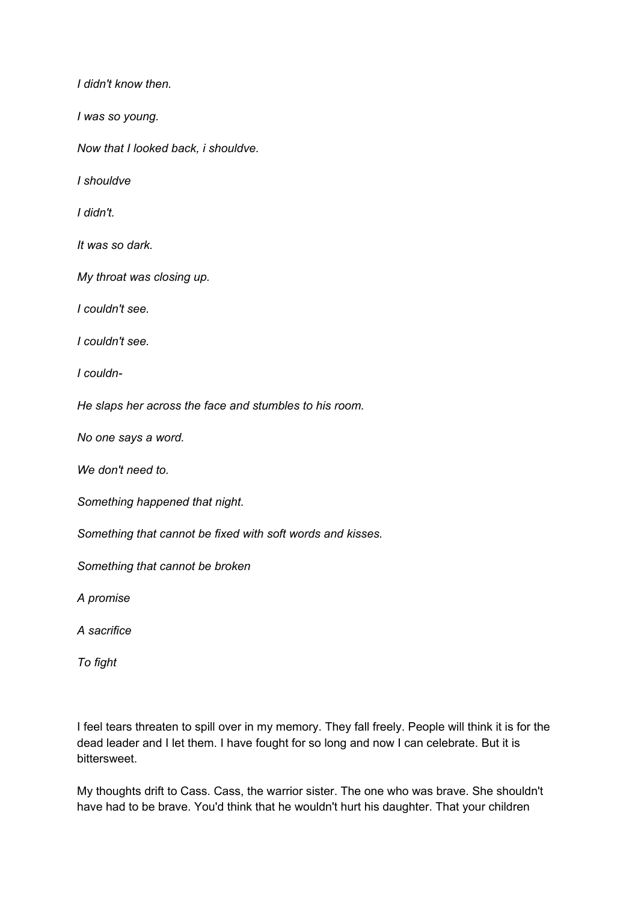*I didn't know then.*

*I was so young.*

*Now that I looked back, i shouldve.*

*I shouldve*

*I didn't.*

*It was so dark.*

*My throat was closing up.*

*I couldn't see.*

*I couldn't see.*

*I couldn-*

*He slaps her across the face and stumbles to his room.*

*No one says a word.*

*We don't need to.*

*Something happened that night.*

*Something that cannot be fixed with soft words and kisses.*

*Something that cannot be broken*

*A promise*

*A sacrifice*

*To fight*

I feel tears threaten to spill over in my memory. They fall freely. People will think it is for the dead leader and I let them. I have fought for so long and now I can celebrate. But it is bittersweet.

My thoughts drift to Cass. Cass, the warrior sister. The one who was brave. She shouldn't have had to be brave. You'd think that he wouldn't hurt his daughter. That your children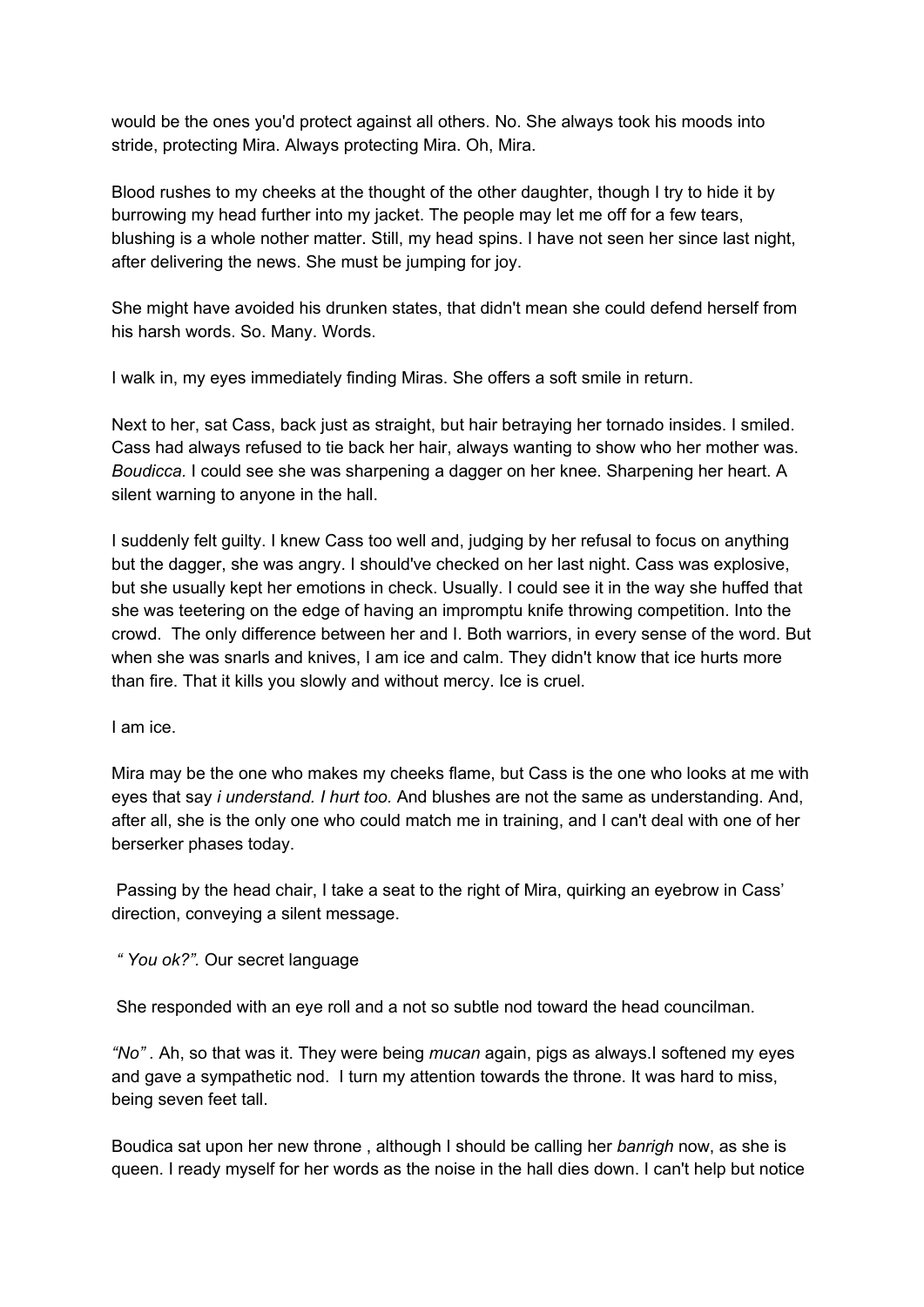would be the ones you'd protect against all others. No. She always took his moods into stride, protecting Mira. Always protecting Mira. Oh, Mira.

Blood rushes to my cheeks at the thought of the other daughter, though I try to hide it by burrowing my head further into my jacket. The people may let me off for a few tears, blushing is a whole nother matter. Still, my head spins. I have not seen her since last night, after delivering the news. She must be jumping for joy.

She might have avoided his drunken states, that didn't mean she could defend herself from his harsh words. So. Many. Words.

I walk in, my eyes immediately finding Miras. She offers a soft smile in return.

Next to her, sat Cass, back just as straight, but hair betraying her tornado insides. I smiled. Cass had always refused to tie back her hair, always wanting to show who her mother was. *Boudicca.* I could see she was sharpening a dagger on her knee. Sharpening her heart. A silent warning to anyone in the hall.

I suddenly felt guilty. I knew Cass too well and, judging by her refusal to focus on anything but the dagger, she was angry. I should've checked on her last night. Cass was explosive, but she usually kept her emotions in check. Usually. I could see it in the way she huffed that she was teetering on the edge of having an impromptu knife throwing competition. Into the crowd. The only difference between her and I. Both warriors, in every sense of the word. But when she was snarls and knives, I am ice and calm. They didn't know that ice hurts more than fire. That it kills you slowly and without mercy. Ice is cruel.

I am ice.

Mira may be the one who makes my cheeks flame, but Cass is the one who looks at me with eyes that say *i understand. I hurt too.* And blushes are not the same as understanding. And, after all, she is the only one who could match me in training, and I can't deal with one of her berserker phases today.

Passing by the head chair, I take a seat to the right of Mira, quirking an eyebrow in Cass' direction, conveying a silent message.

*" You ok?".* Our secret language

She responded with an eye roll and a not so subtle nod toward the head councilman.

*"No"* . Ah, so that was it. They were being *mucan* again, pigs as always.I softened my eyes and gave a sympathetic nod. I turn my attention towards the throne. It was hard to miss, being seven feet tall.

Boudica sat upon her new throne , although I should be calling her *banrigh* now, as she is queen. I ready myself for her words as the noise in the hall dies down. I can't help but notice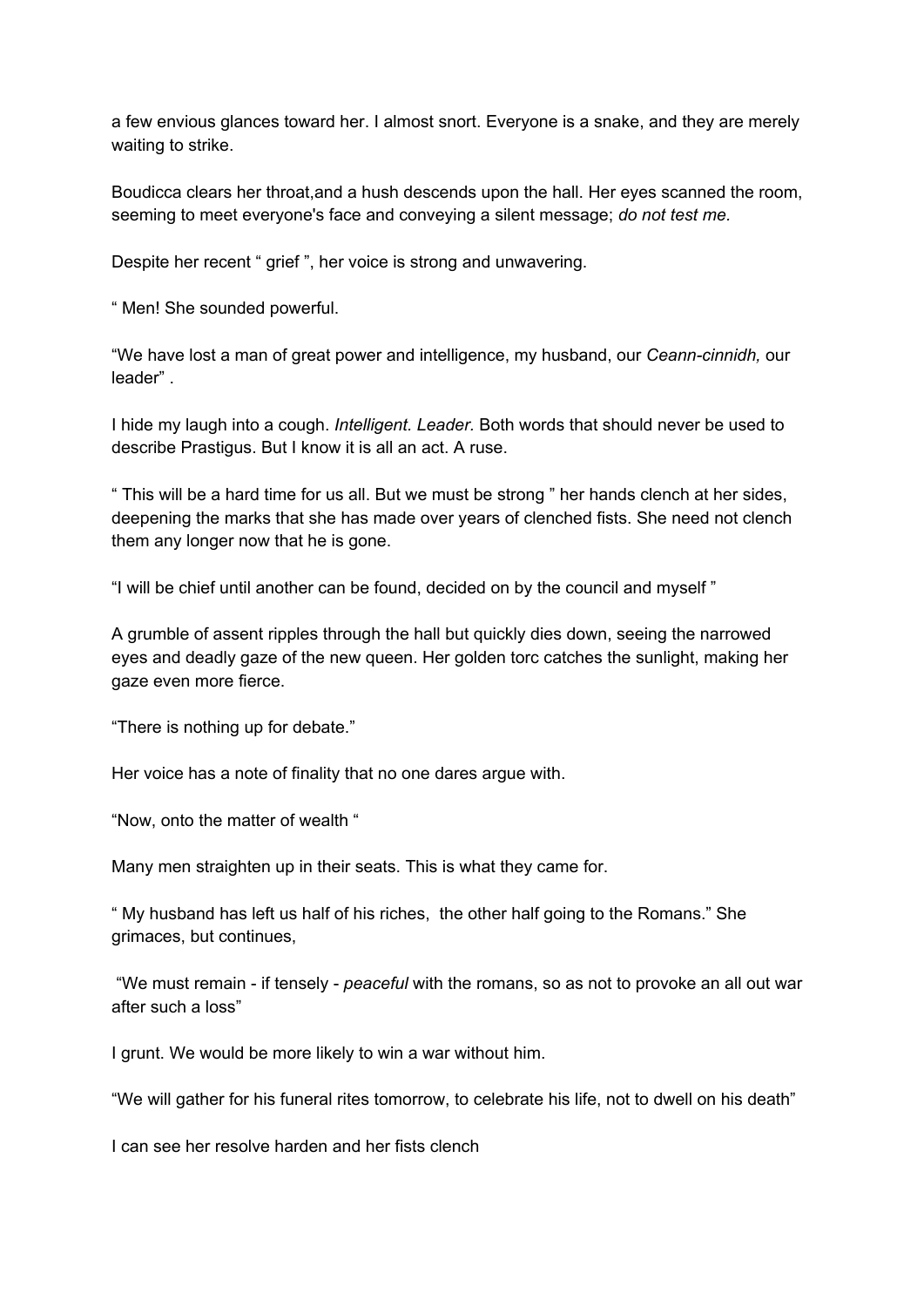a few envious glances toward her. I almost snort. Everyone is a snake, and they are merely waiting to strike.

Boudicca clears her throat,and a hush descends upon the hall. Her eyes scanned the room, seeming to meet everyone's face and conveying a silent message; *do not test me.*

Despite her recent " grief ", her voice is strong and unwavering.

" Men! She sounded powerful.

"We have lost a man of great power and intelligence, my husband, our *Ceann-cinnidh,* our leader" .

I hide my laugh into a cough. *Intelligent. Leader.* Both words that should never be used to describe Prastigus. But I know it is all an act. A ruse.

" This will be a hard time for us all. But we must be strong " her hands clench at her sides, deepening the marks that she has made over years of clenched fists. She need not clench them any longer now that he is gone.

"I will be chief until another can be found, decided on by the council and myself "

A grumble of assent ripples through the hall but quickly dies down, seeing the narrowed eyes and deadly gaze of the new queen. Her golden torc catches the sunlight, making her gaze even more fierce.

"There is nothing up for debate."

Her voice has a note of finality that no one dares argue with.

"Now, onto the matter of wealth "

Many men straighten up in their seats. This is what they came for.

" My husband has left us half of his riches, the other half going to the Romans." She grimaces, but continues,

"We must remain - if tensely - *peaceful* with the romans, so as not to provoke an all out war after such a loss"

I grunt. We would be more likely to win a war without him.

"We will gather for his funeral rites tomorrow, to celebrate his life, not to dwell on his death"

I can see her resolve harden and her fists clench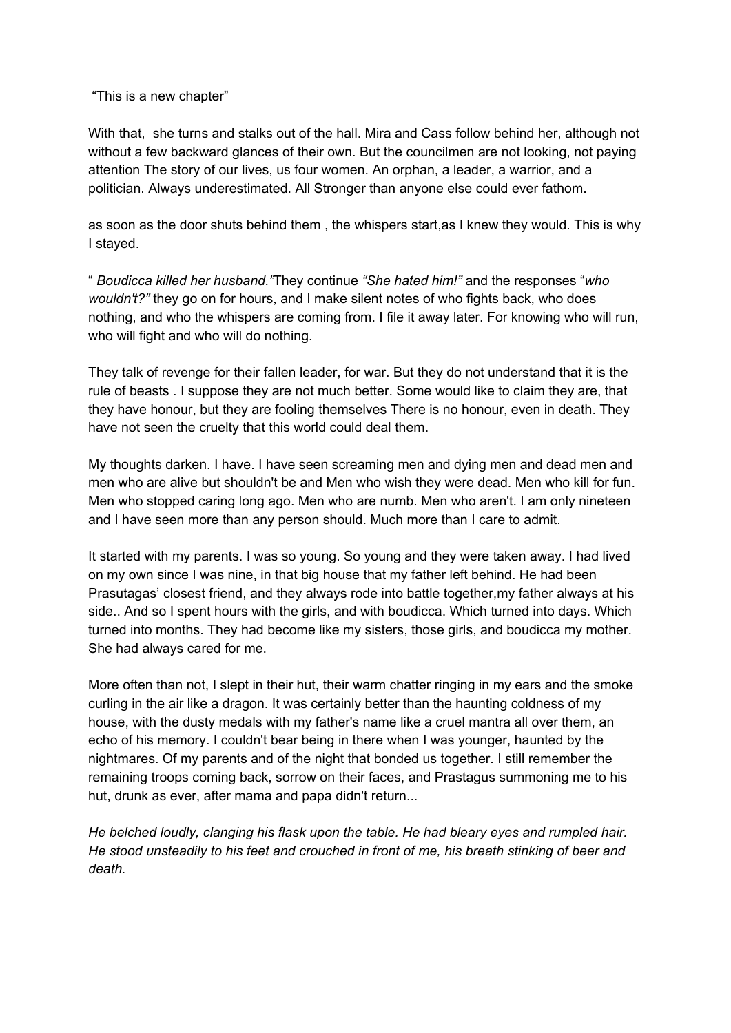"This is a new chapter"

With that, she turns and stalks out of the hall. Mira and Cass follow behind her, although not without a few backward glances of their own. But the councilmen are not looking, not paying attention The story of our lives, us four women. An orphan, a leader, a warrior, and a politician. Always underestimated. All Stronger than anyone else could ever fathom.

as soon as the door shuts behind them , the whispers start,as I knew they would. This is why I stayed.

" *Boudicca killed her husband."*They continue *"She hated him!"* and the responses "*who wouldn't?"* they go on for hours, and I make silent notes of who fights back, who does nothing, and who the whispers are coming from. I file it away later. For knowing who will run, who will fight and who will do nothing.

They talk of revenge for their fallen leader, for war. But they do not understand that it is the rule of beasts . I suppose they are not much better. Some would like to claim they are, that they have honour, but they are fooling themselves There is no honour, even in death. They have not seen the cruelty that this world could deal them.

My thoughts darken. I have. I have seen screaming men and dying men and dead men and men who are alive but shouldn't be and Men who wish they were dead. Men who kill for fun. Men who stopped caring long ago. Men who are numb. Men who aren't. I am only nineteen and I have seen more than any person should. Much more than I care to admit.

It started with my parents. I was so young. So young and they were taken away. I had lived on my own since I was nine, in that big house that my father left behind. He had been Prasutagas' closest friend, and they always rode into battle together,my father always at his side.. And so I spent hours with the girls, and with boudicca. Which turned into days. Which turned into months. They had become like my sisters, those girls, and boudicca my mother. She had always cared for me.

More often than not, I slept in their hut, their warm chatter ringing in my ears and the smoke curling in the air like a dragon. It was certainly better than the haunting coldness of my house, with the dusty medals with my father's name like a cruel mantra all over them, an echo of his memory. I couldn't bear being in there when I was younger, haunted by the nightmares. Of my parents and of the night that bonded us together. I still remember the remaining troops coming back, sorrow on their faces, and Prastagus summoning me to his hut, drunk as ever, after mama and papa didn't return...

*He belched loudly, clanging his flask upon the table. He had bleary eyes and rumpled hair. He stood unsteadily to his feet and crouched in front of me, his breath stinking of beer and death.*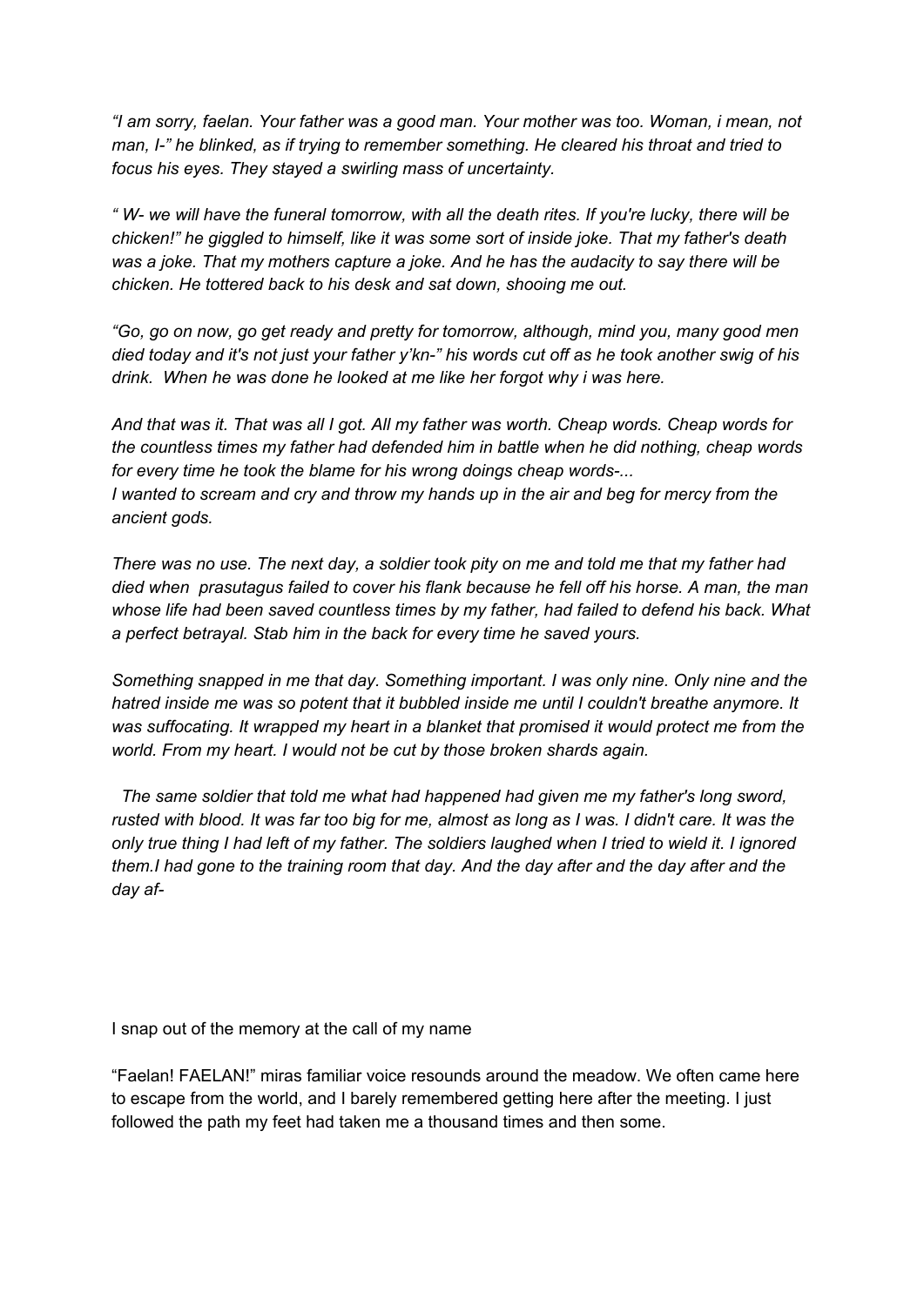*"I am sorry, faelan. Your father was a good man. Your mother was too. Woman, i mean, not man, I-" he blinked, as if trying to remember something. He cleared his throat and tried to focus his eyes. They stayed a swirling mass of uncertainty.*

*" W- we will have the funeral tomorrow, with all the death rites. If you're lucky, there will be chicken!" he giggled to himself, like it was some sort of inside joke. That my father's death was a joke. That my mothers capture a joke. And he has the audacity to say there will be chicken. He tottered back to his desk and sat down, shooing me out.*

*"Go, go on now, go get ready and pretty for tomorrow, although, mind you, many good men died today and it's not just your father y'kn-" his words cut off as he took another swig of his drink. When he was done he looked at me like her forgot why i was here.*

*And that was it. That was all I got. All my father was worth. Cheap words. Cheap words for the countless times my father had defended him in battle when he did nothing, cheap words for every time he took the blame for his wrong doings cheap words-...*
*I wanted to scream and cry and throw my hands up in the air and beg for mercy from the ancient gods.*

*There was no use. The next day, a soldier took pity on me and told me that my father had died when prasutagus failed to cover his flank because he fell off his horse. A man, the man whose life had been saved countless times by my father, had failed to defend his back. What a perfect betrayal. Stab him in the back for every time he saved yours.*

*Something snapped in me that day. Something important. I was only nine. Only nine and the hatred inside me was so potent that it bubbled inside me until I couldn't breathe anymore. It was suffocating. It wrapped my heart in a blanket that promised it would protect me from the world. From my heart. I would not be cut by those broken shards again.*

*The same soldier that told me what had happened had given me my father's long sword, rusted with blood. It was far too big for me, almost as long as I was. I didn't care. It was the only true thing I had left of my father. The soldiers laughed when I tried to wield it. I ignored them.I had gone to the training room that day. And the day after and the day after and the day af-*

I snap out of the memory at the call of my name

"Faelan! FAELAN!" miras familiar voice resounds around the meadow. We often came here to escape from the world, and I barely remembered getting here after the meeting. I just followed the path my feet had taken me a thousand times and then some.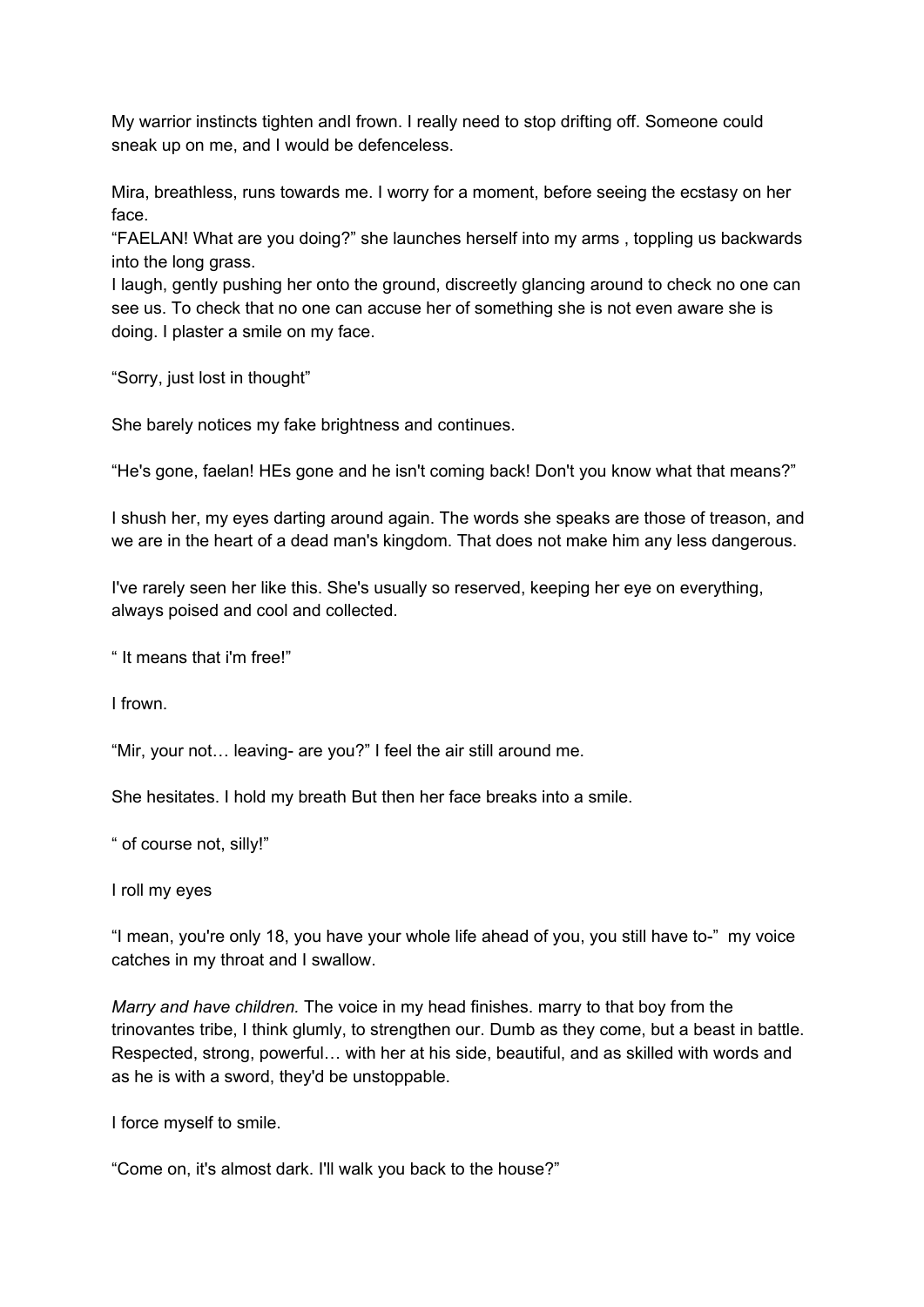My warrior instincts tighten andI frown. I really need to stop drifting off. Someone could sneak up on me, and I would be defenceless.

Mira, breathless, runs towards me. I worry for a moment, before seeing the ecstasy on her face.
“FAELAN! What are you doing?” she launches herself into my arms , toppling us backwards into the long grass.
I laugh, gently pushing her onto the ground, discreetly glancing around to check no one can see us. To check that no one can accuse her of something she is not even aware she is doing. I plaster a smile on my face.

“Sorry, just lost in thought”

She barely notices my fake brightness and continues.

“He's gone, faelan! HEs gone and he isn't coming back! Don't you know what that means?”

I shush her, my eyes darting around again. The words she speaks are those of treason, and we are in the heart of a dead man's kingdom. That does not make him any less dangerous.

I've rarely seen her like this. She's usually so reserved, keeping her eye on everything, always poised and cool and collected.

“ It means that i'm free!”

I frown.

“Mir, your not… leaving- are you?” I feel the air still around me.

She hesitates. I hold my breath But then her face breaks into a smile.

“ of course not, silly!”

I roll my eyes

“I mean, you're only 18, you have your whole life ahead of you, you still have to-” my voice catches in my throat and I swallow.

*Marry and have children.* The voice in my head finishes. marry to that boy from the trinovantes tribe, I think glumly, to strengthen our. Dumb as they come, but a beast in battle. Respected, strong, powerful… with her at his side, beautiful, and as skilled with words and as he is with a sword, they'd be unstoppable.

I force myself to smile.

“Come on, it's almost dark. I'll walk you back to the house?”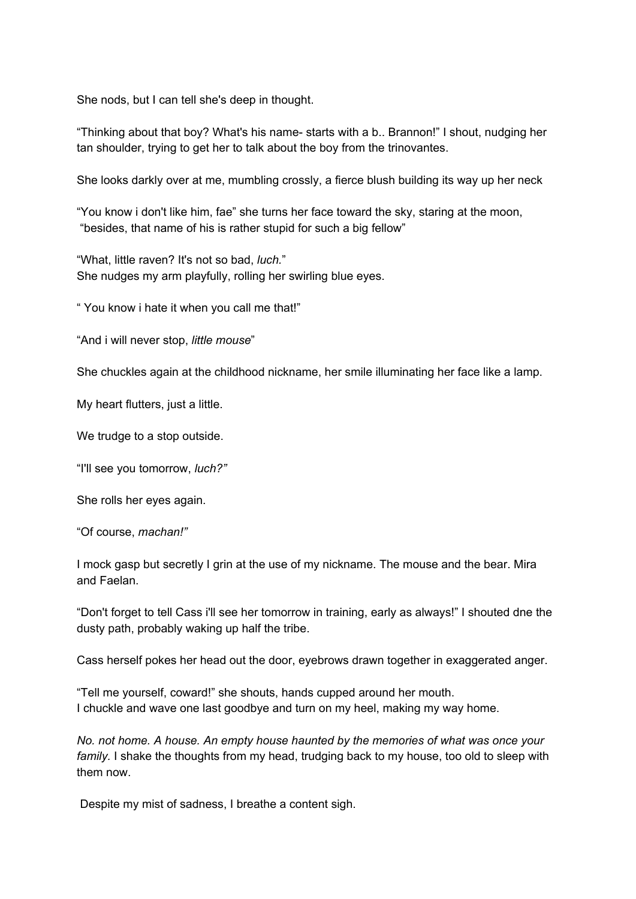She nods, but I can tell she's deep in thought.

“Thinking about that boy? What's his name- starts with a b.. Brannon!” I shout, nudging her tan shoulder, trying to get her to talk about the boy from the trinovantes.

She looks darkly over at me, mumbling crossly, a fierce blush building its way up her neck

“You know i don't like him, fae” she turns her face toward the sky, staring at the moon, “besides, that name of his is rather stupid for such a big fellow”

“What, little raven? It's not so bad, *luch.*”
She nudges my arm playfully, rolling her swirling blue eyes.

“ You know i hate it when you call me that!”

“And i will never stop, *little mouse*”

She chuckles again at the childhood nickname, her smile illuminating her face like a lamp.

My heart flutters, just a little.

We trudge to a stop outside.

“I'll see you tomorrow, *luch?”*

She rolls her eyes again.

“Of course, *machan!”*

I mock gasp but secretly I grin at the use of my nickname. The mouse and the bear. Mira and Faelan.

“Don't forget to tell Cass i'll see her tomorrow in training, early as always!” I shouted dne the dusty path, probably waking up half the tribe.

Cass herself pokes her head out the door, eyebrows drawn together in exaggerated anger.

“Tell me yourself, coward!” she shouts, hands cupped around her mouth.
I chuckle and wave one last goodbye and turn on my heel, making my way home.

*No. not home. A house. An empty house haunted by the memories of what was once your family.* I shake the thoughts from my head, trudging back to my house, too old to sleep with them now.

Despite my mist of sadness, I breathe a content sigh.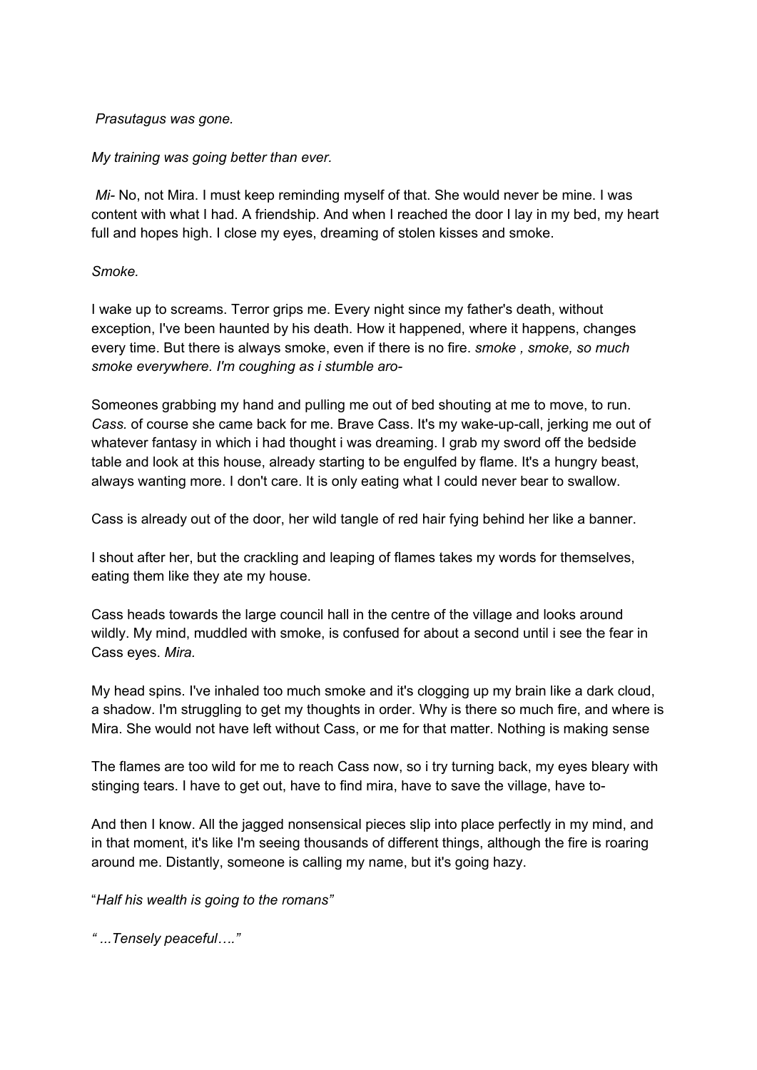*Prasutagus was gone.*

*My training was going better than ever.*

*Mi-* No, not Mira. I must keep reminding myself of that. She would never be mine. I was content with what I had. A friendship. And when I reached the door I lay in my bed, my heart full and hopes high. I close my eyes, dreaming of stolen kisses and smoke.

*Smoke.*

I wake up to screams. Terror grips me. Every night since my father's death, without exception, I've been haunted by his death. How it happened, where it happens, changes every time. But there is always smoke, even if there is no fire. *smoke , smoke, so much smoke everywhere. I'm coughing as i stumble aro-*

Someones grabbing my hand and pulling me out of bed shouting at me to move, to run. *Cass.* of course she came back for me. Brave Cass. It's my wake-up-call, jerking me out of whatever fantasy in which i had thought i was dreaming. I grab my sword off the bedside table and look at this house, already starting to be engulfed by flame. It's a hungry beast, always wanting more. I don't care. It is only eating what I could never bear to swallow.

Cass is already out of the door, her wild tangle of red hair fying behind her like a banner.

I shout after her, but the crackling and leaping of flames takes my words for themselves, eating them like they ate my house.

Cass heads towards the large council hall in the centre of the village and looks around wildly. My mind, muddled with smoke, is confused for about a second until i see the fear in Cass eyes. *Mira.*

My head spins. I've inhaled too much smoke and it's clogging up my brain like a dark cloud, a shadow. I'm struggling to get my thoughts in order. Why is there so much fire, and where is Mira. She would not have left without Cass, or me for that matter. Nothing is making sense

The flames are too wild for me to reach Cass now, so i try turning back, my eyes bleary with stinging tears. I have to get out, have to find mira, have to save the village, have to-

And then I know. All the jagged nonsensical pieces slip into place perfectly in my mind, and in that moment, it's like I'm seeing thousands of different things, although the fire is roaring around me. Distantly, someone is calling my name, but it's going hazy.

"*Half his wealth is going to the romans"*

*" ...Tensely peaceful…."*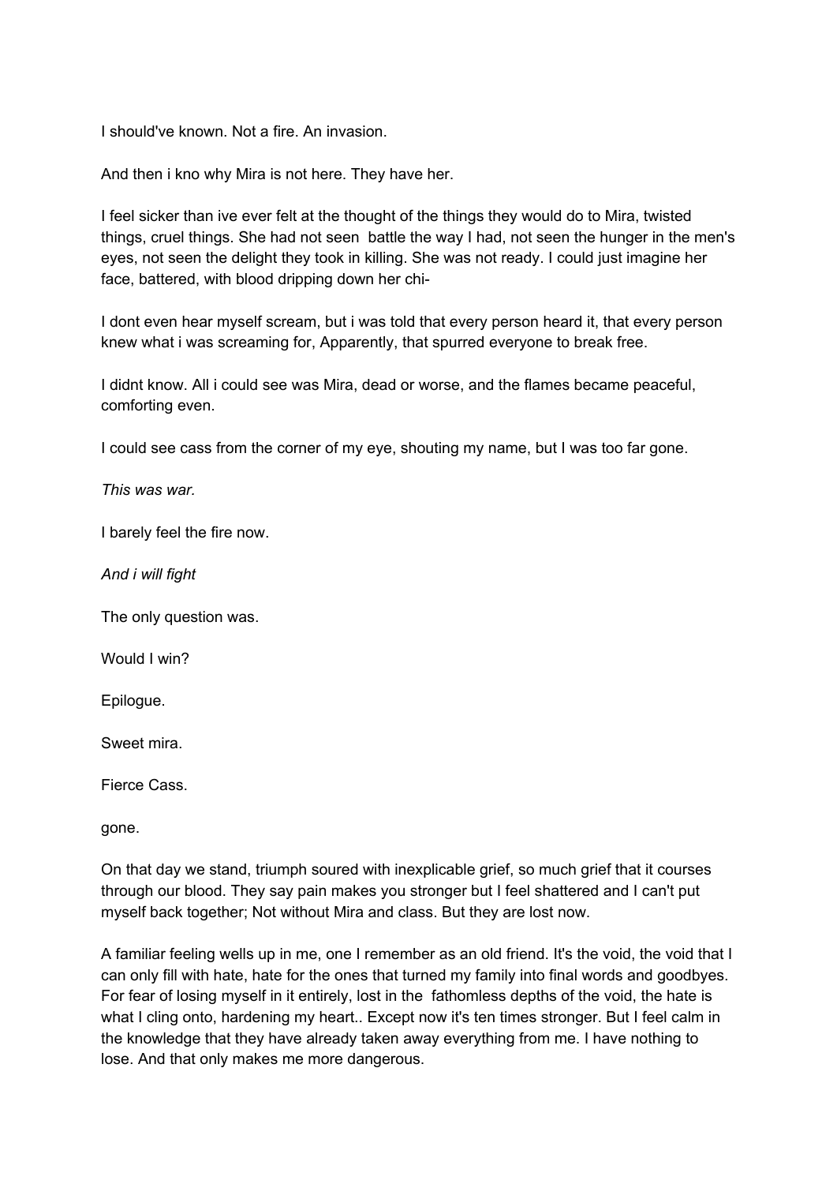I should've known. Not a fire. An invasion.

And then i kno why Mira is not here. They have her.

I feel sicker than ive ever felt at the thought of the things they would do to Mira, twisted things, cruel things. She had not seen  battle the way I had, not seen the hunger in the men's eyes, not seen the delight they took in killing. She was not ready. I could just imagine her face, battered, with blood dripping down her chi-

I dont even hear myself scream, but i was told that every person heard it, that every person knew what i was screaming for, Apparently, that spurred everyone to break free.

I didnt know. All i could see was Mira, dead or worse, and the flames became peaceful, comforting even.

I could see cass from the corner of my eye, shouting my name, but I was too far gone.

*This was war.*

I barely feel the fire now.

*And i will fight*

The only question was.

Would I win?

Epilogue.

Sweet mira.

Fierce Cass.

gone.

On that day we stand, triumph soured with inexplicable grief, so much grief that it courses through our blood. They say pain makes you stronger but I feel shattered and I can't put myself back together; Not without Mira and class. But they are lost now.

A familiar feeling wells up in me, one I remember as an old friend. It's the void, the void that I can only fill with hate, hate for the ones that turned my family into final words and goodbyes. For fear of losing myself in it entirely, lost in the  fathomless depths of the void, the hate is what I cling onto, hardening my heart.. Except now it's ten times stronger. But I feel calm in the knowledge that they have already taken away everything from me. I have nothing to lose. And that only makes me more dangerous.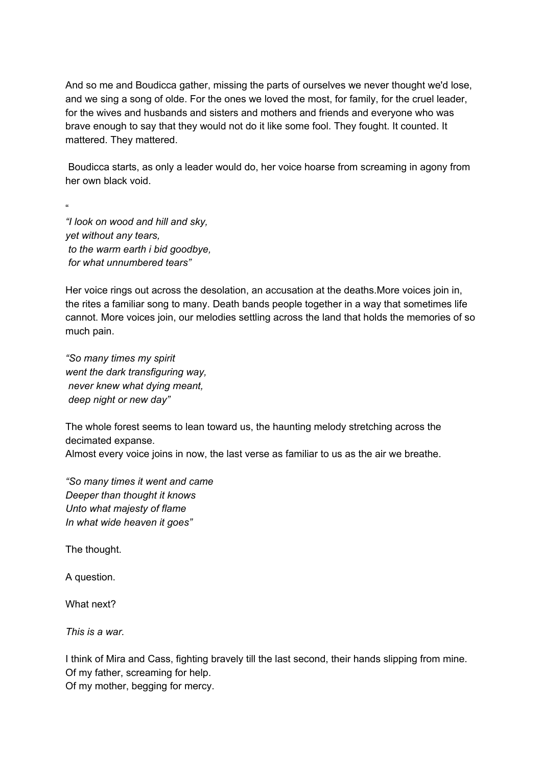And so me and Boudicca gather, missing the parts of ourselves we never thought we'd lose, and we sing a song of olde. For the ones we loved the most, for family, for the cruel leader, for the wives and husbands and sisters and mothers and friends and everyone who was brave enough to say that they would not do it like some fool. They fought. It counted. It mattered. They mattered.

Boudicca starts, as only a leader would do, her voice hoarse from screaming in agony from her own black void.

"

*"I look on wood and hill and sky,*
*yet without any tears,*
*to the warm earth i bid goodbye,*
*for what unnumbered tears"*

Her voice rings out across the desolation, an accusation at the deaths.More voices join in, the rites a familiar song to many. Death bands people together in a way that sometimes life cannot. More voices join, our melodies settling across the land that holds the memories of so much pain.

*"So many times my spirit*
*went the dark transfiguring way,*
*never knew what dying meant,*
*deep night or new day"*

The whole forest seems to lean toward us, the haunting melody stretching across the decimated expanse.
Almost every voice joins in now, the last verse as familiar to us as the air we breathe.

*"So many times it went and came*
*Deeper than thought it knows*
*Unto what majesty of flame*
*In what wide heaven it goes"*

The thought.

A question.

What next?

*This is a war.*

I think of Mira and Cass, fighting bravely till the last second, their hands slipping from mine.
Of my father, screaming for help.
Of my mother, begging for mercy.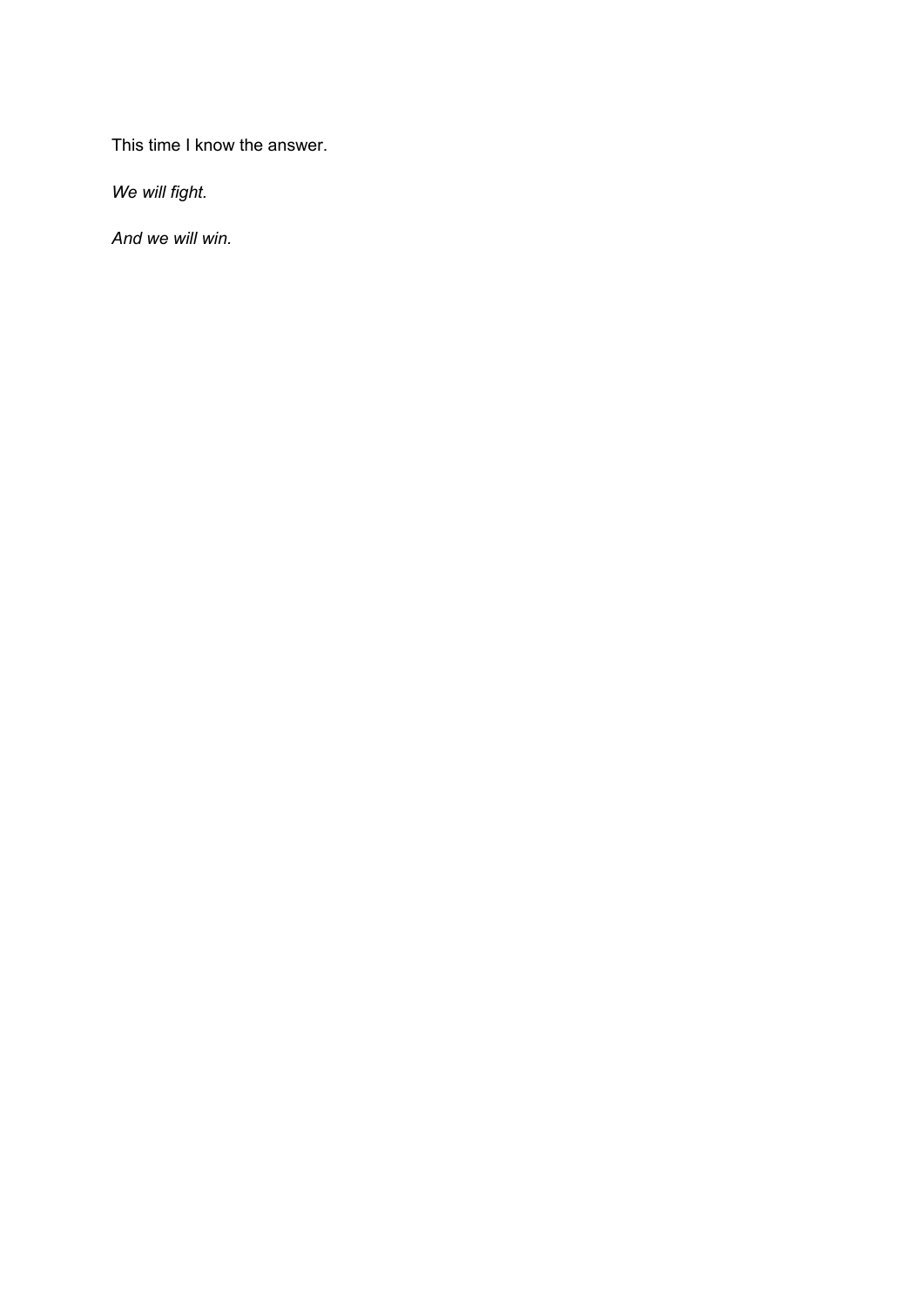This time I know the answer.

*We will fight.*

*And we will win.*